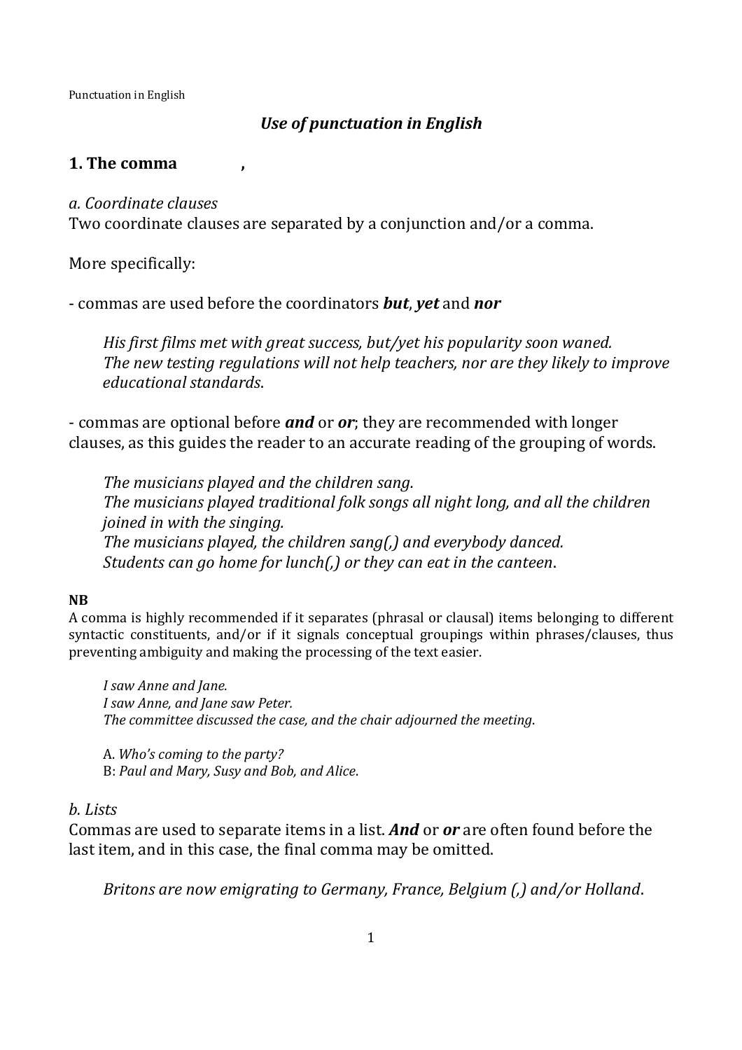# *Use of punctuation in English*

## 1. The comma ,

*a. Coordinate clauses*

Two coordinate clauses are separated by a conjunction and/or a comma.

More specifically:

- commas are used before the coordinators ***but***, ***yet*** and ***nor***

> *His first films met with great success, but/yet his popularity soon waned.*
> *The new testing regulations will not help teachers, nor are they likely to improve educational standards*.

- commas are optional before ***and*** or ***or***; they are recommended with longer clauses, as this guides the reader to an accurate reading of the grouping of words.

> *The musicians played and the children sang.*
> *The musicians played traditional folk songs all night long, and all the children joined in with the singing.*
> *The musicians played, the children sang(,) and everybody danced.*
> *Students can go home for lunch(,) or they can eat in the canteen*.

**NB**

A comma is highly recommended if it separates (phrasal or clausal) items belonging to different syntactic constituents, and/or if it signals conceptual groupings within phrases/clauses, thus preventing ambiguity and making the processing of the text easier.

> *I saw Anne and Jane.*
> *I saw Anne, and Jane saw Peter.*
> *The committee discussed the case, and the chair adjourned the meeting*.
>
> A. *Who's coming to the party?*
> B: *Paul and Mary, Susy and Bob, and Alice*.

*b. Lists*

Commas are used to separate items in a list. ***And*** or ***or*** are often found before the last item, and in this case, the final comma may be omitted.

> *Britons are now emigrating to Germany, France, Belgium (,) and/or Holland*.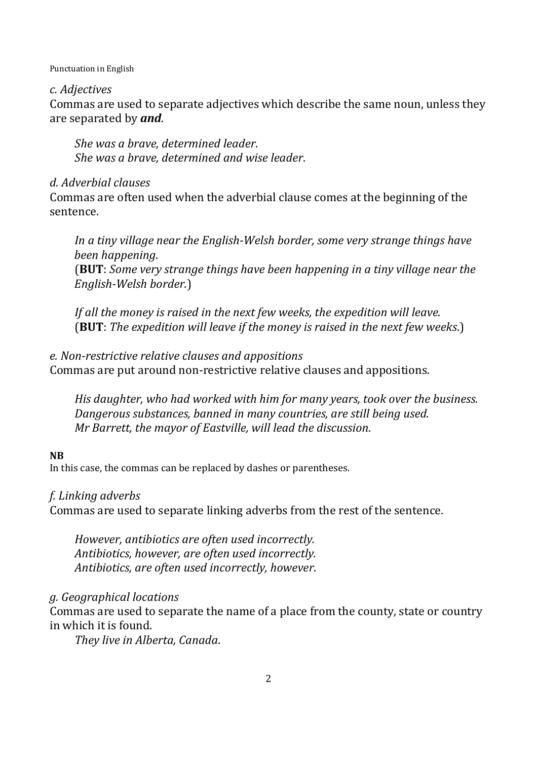*c. Adjectives*

Commas are used to separate adjectives which describe the same noun, unless they are separated by ***and***.

> *She was a brave, determined leader*.
> *She was a brave, determined and wise leader*.

*d. Adverbial clauses*

Commas are often used when the adverbial clause comes at the beginning of the sentence.

> *In a tiny village near the English-Welsh border, some very strange things have been happening*.
> (**BUT**: *Some very strange things have been happening in a tiny village near the English-Welsh border.*)
>
> *If all the money is raised in the next few weeks, the expedition will leave*.
> (**BUT**: *The expedition will leave if the money is raised in the next few weeks*.)

*e. Non-restrictive relative clauses and appositions*

Commas are put around non-restrictive relative clauses and appositions.

> *His daughter, who had worked with him for many years, took over the business.*
> *Dangerous substances, banned in many countries, are still being used.*
> *Mr Barrett, the mayor of Eastville, will lead the discussion*.

**NB**

In this case, the commas can be replaced by dashes or parentheses.

*f. Linking adverbs*

Commas are used to separate linking adverbs from the rest of the sentence.

> *However, antibiotics are often used incorrectly.*
> *Antibiotics, however, are often used incorrectly.*
> *Antibiotics, are often used incorrectly, however*.

*g. Geographical locations*

Commas are used to separate the name of a place from the county, state or country in which it is found.

> *They live in Alberta, Canada*.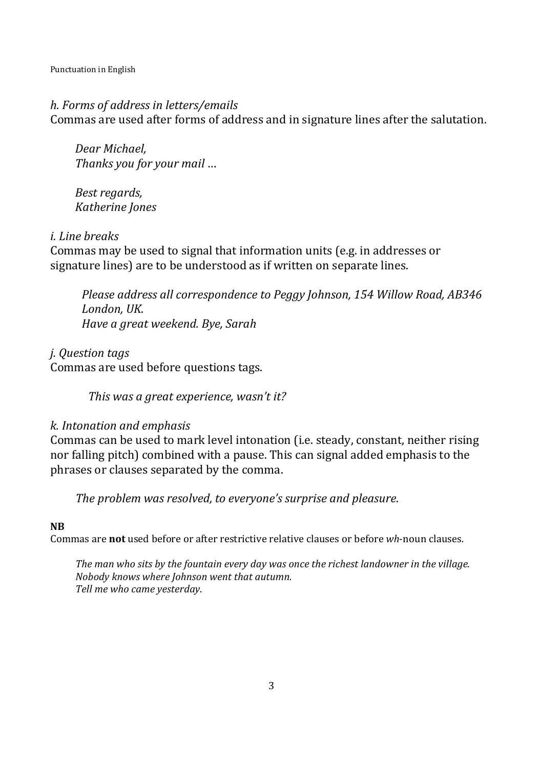*h. Forms of address in letters/emails*

Commas are used after forms of address and in signature lines after the salutation.

> *Dear Michael,*
> *Thanks you for your mail* …
>
> *Best regards,*
> *Katherine Jones*

*i. Line breaks*

Commas may be used to signal that information units (e.g. in addresses or signature lines) are to be understood as if written on separate lines.

> *Please address all correspondence to Peggy Johnson, 154 Willow Road, AB346 London, UK.*
> *Have a great weekend. Bye, Sarah*

*j. Question tags*

Commas are used before questions tags.

> *This was a great experience, wasn't it?*

*k. Intonation and emphasis*

Commas can be used to mark level intonation (i.e. steady, constant, neither rising nor falling pitch) combined with a pause. This can signal added emphasis to the phrases or clauses separated by the comma.

> *The problem was resolved, to everyone's surprise and pleasure*.

**NB**

Commas are **not** used before or after restrictive relative clauses or before *wh*-noun clauses.

> *The man who sits by the fountain every day was once the richest landowner in the village.*
> *Nobody knows where Johnson went that autumn.*
> *Tell me who came yesterday*.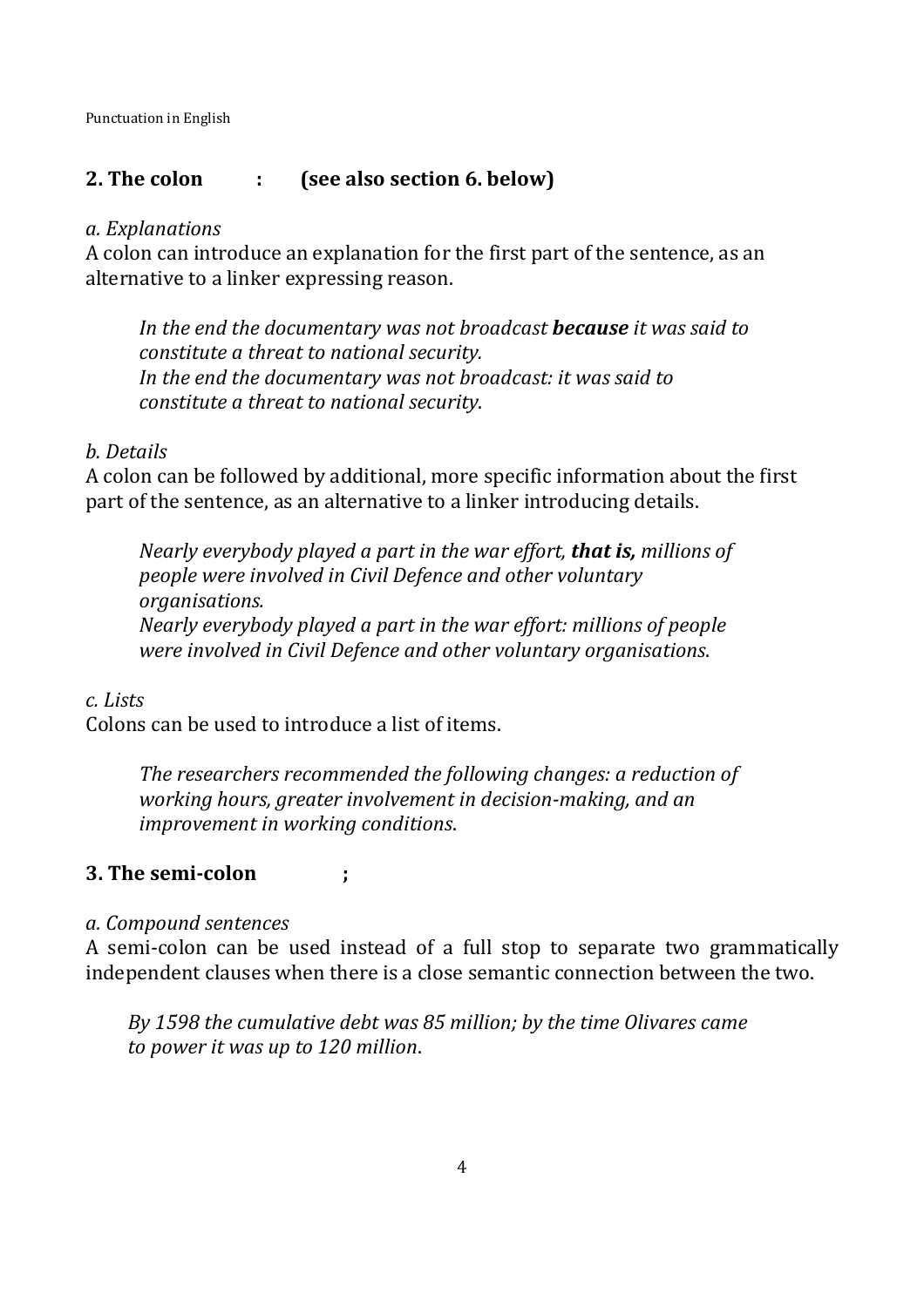## 2. The colon : (see also section 6. below)

*a. Explanations*

A colon can introduce an explanation for the first part of the sentence, as an alternative to a linker expressing reason.

> *In the end the documentary was not broadcast* ***because*** *it was said to constitute a threat to national security.*
> *In the end the documentary was not broadcast: it was said to constitute a threat to national security*.

*b. Details*

A colon can be followed by additional, more specific information about the first part of the sentence, as an alternative to a linker introducing details.

> *Nearly everybody played a part in the war effort,* ***that is,*** *millions of people were involved in Civil Defence and other voluntary organisations.*
> *Nearly everybody played a part in the war effort: millions of people were involved in Civil Defence and other voluntary organisations*.

*c. Lists*

Colons can be used to introduce a list of items.

> *The researchers recommended the following changes: a reduction of working hours, greater involvement in decision-making, and an improvement in working conditions*.

## 3. The semi-colon ;

*a. Compound sentences*

A semi-colon can be used instead of a full stop to separate two grammatically independent clauses when there is a close semantic connection between the two.

> *By 1598 the cumulative debt was 85 million; by the time Olivares came to power it was up to 120 million*.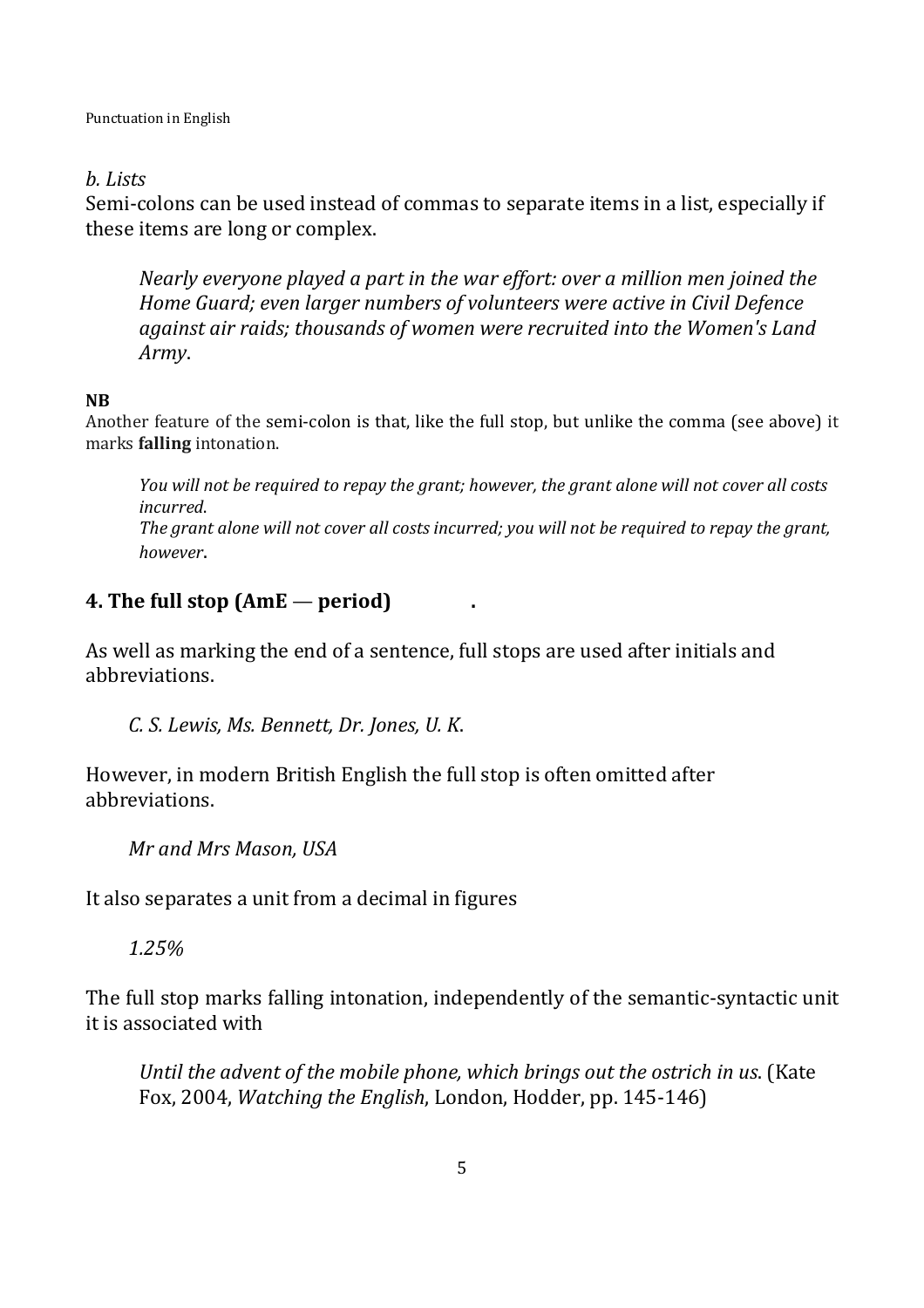*b. Lists*

Semi-colons can be used instead of commas to separate items in a list, especially if these items are long or complex.

> *Nearly everyone played a part in the war effort: over a million men joined the Home Guard; even larger numbers of volunteers were active in Civil Defence against air raids; thousands of women were recruited into the Women's Land Army*.

**NB**

Another feature of the semi-colon is that, like the full stop, but unlike the comma (see above) it marks **falling** intonation.

> *You will not be required to repay the grant; however, the grant alone will not cover all costs incurred.*
> *The grant alone will not cover all costs incurred; you will not be required to repay the grant, however*.

## 4. The full stop (AmE — period) .

As well as marking the end of a sentence, full stops are used after initials and abbreviations.

> *C. S. Lewis, Ms. Bennett, Dr. Jones, U. K.*

However, in modern British English the full stop is often omitted after abbreviations.

> *Mr and Mrs Mason, USA*

It also separates a unit from a decimal in figures

> *1.25%*

The full stop marks falling intonation, independently of the semantic-syntactic unit it is associated with

> *Until the advent of the mobile phone, which brings out the ostrich in us*. (Kate Fox, 2004, *Watching the English*, London, Hodder, pp. 145-146)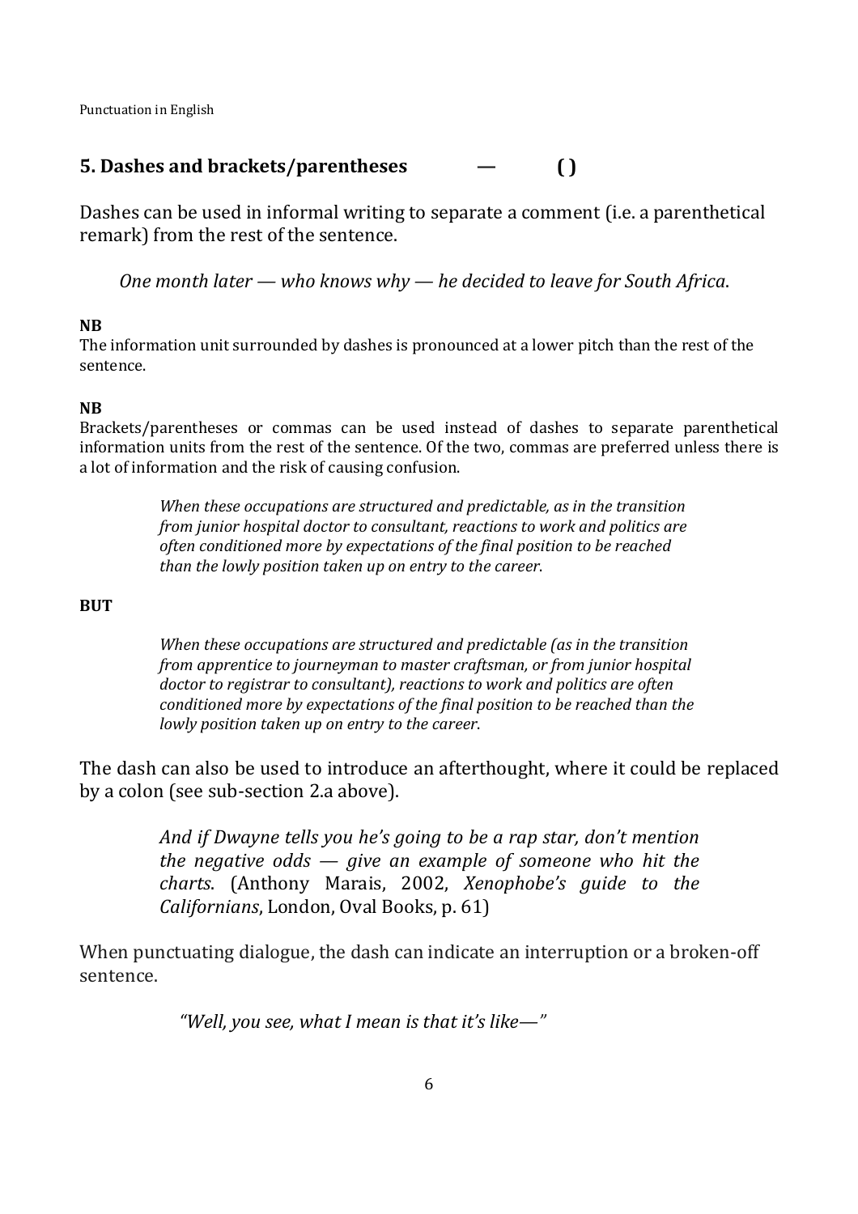## 5. Dashes and brackets/parentheses — ( )

Dashes can be used in informal writing to separate a comment (i.e. a parenthetical remark) from the rest of the sentence.

> *One month later — who knows why — he decided to leave for South Africa*.

**NB**
The information unit surrounded by dashes is pronounced at a lower pitch than the rest of the sentence.

**NB**
Brackets/parentheses or commas can be used instead of dashes to separate parenthetical information units from the rest of the sentence. Of the two, commas are preferred unless there is a lot of information and the risk of causing confusion.

> *When these occupations are structured and predictable, as in the transition from junior hospital doctor to consultant, reactions to work and politics are often conditioned more by expectations of the final position to be reached than the lowly position taken up on entry to the career*.

**BUT**

> *When these occupations are structured and predictable (as in the transition from apprentice to journeyman to master craftsman, or from junior hospital doctor to registrar to consultant), reactions to work and politics are often conditioned more by expectations of the final position to be reached than the lowly position taken up on entry to the career*.

The dash can also be used to introduce an afterthought, where it could be replaced by a colon (see sub-section 2.a above).

> *And if Dwayne tells you he's going to be a rap star, don't mention the negative odds — give an example of someone who hit the charts*. (Anthony Marais, 2002, *Xenophobe's guide to the Californians*, London, Oval Books, p. 61)

When punctuating dialogue, the dash can indicate an interruption or a broken-off sentence.

> *"Well, you see, what I mean is that it's like—"*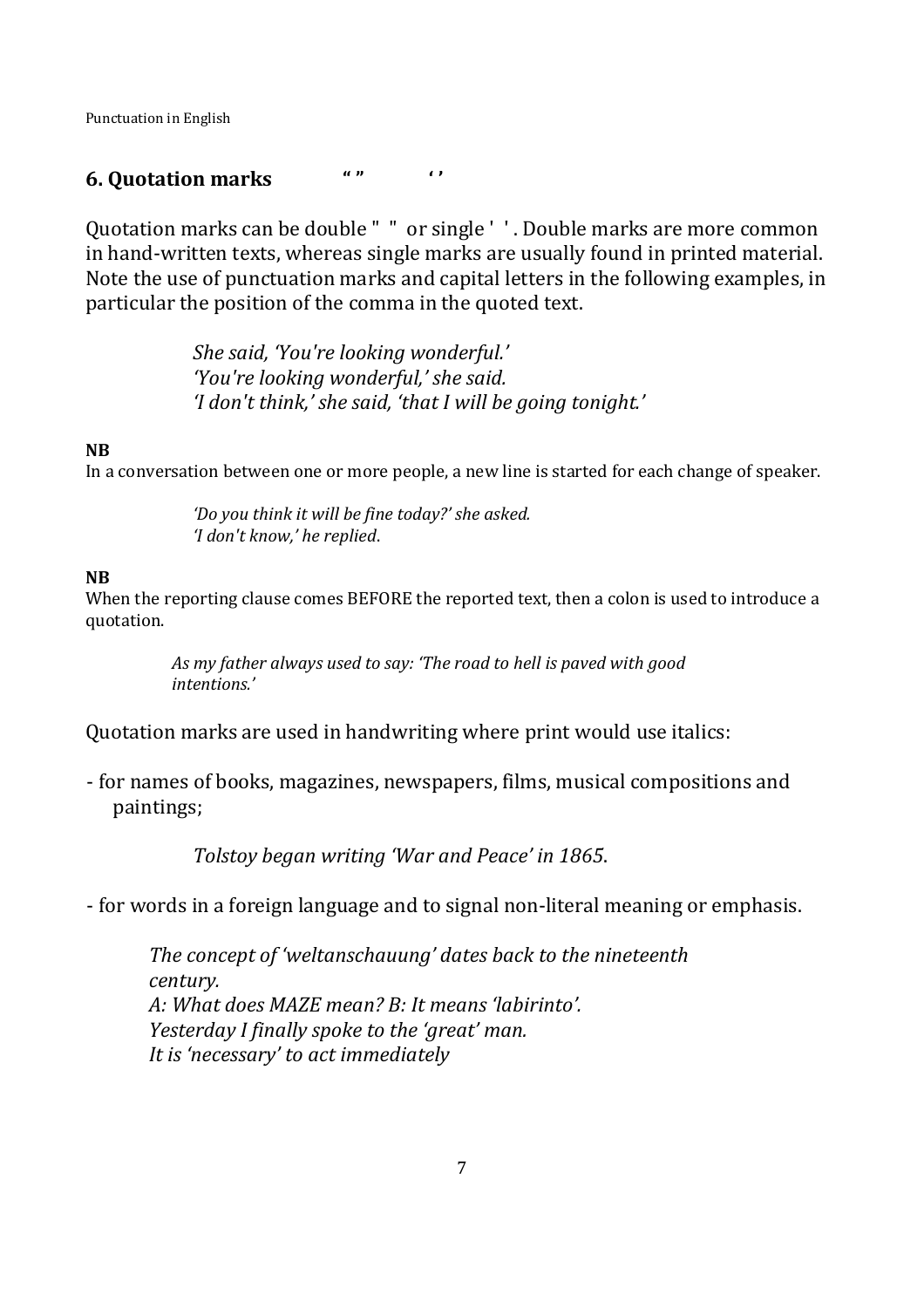## 6. Quotation marks “ ” ‘ ’

Quotation marks can be double " " or single ' ' . Double marks are more common in hand-written texts, whereas single marks are usually found in printed material. Note the use of punctuation marks and capital letters in the following examples, in particular the position of the comma in the quoted text.

> *She said, ‘You're looking wonderful.’*
> *‘You're looking wonderful,’ she said.*
> *‘I don't think,’ she said, ‘that I will be going tonight.’*

**NB**
In a conversation between one or more people, a new line is started for each change of speaker.

> *‘Do you think it will be fine today?’ she asked.*
> *‘I don't know,’ he replied*.

**NB**
When the reporting clause comes BEFORE the reported text, then a colon is used to introduce a quotation.

> *As my father always used to say: ‘The road to hell is paved with good intentions.’*

Quotation marks are used in handwriting where print would use italics:

- for names of books, magazines, newspapers, films, musical compositions and paintings;

> *Tolstoy began writing ‘War and Peace’ in 1865*.

- for words in a foreign language and to signal non-literal meaning or emphasis.

> *The concept of ‘weltanschauung’ dates back to the nineteenth century.*
> *A: What does MAZE mean? B: It means ‘labirinto’.*
> *Yesterday I finally spoke to the ‘great’ man.*
> *It is ‘necessary’ to act immediately*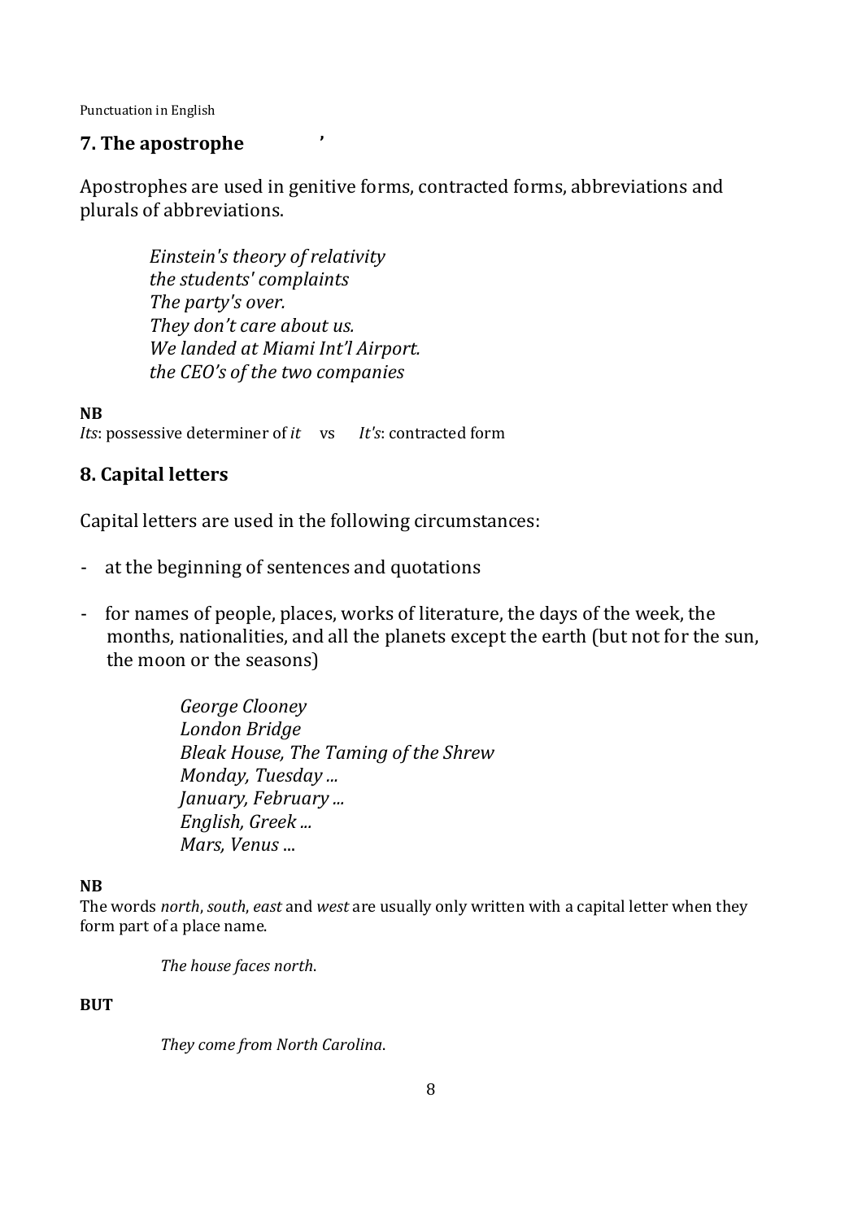## 7. The apostrophe ’

Apostrophes are used in genitive forms, contracted forms, abbreviations and plurals of abbreviations.

> *Einstein's theory of relativity*
> *the students' complaints*
> *The party's over.*
> *They don’t care about us.*
> *We landed at Miami Int’l Airport.*
> *the CEO’s of the two companies*

**NB**
*Its*: possessive determiner of *it* vs *It's*: contracted form

## 8. Capital letters

Capital letters are used in the following circumstances:

- at the beginning of sentences and quotations

- for names of people, places, works of literature, the days of the week, the months, nationalities, and all the planets except the earth (but not for the sun, the moon or the seasons)

> *George Clooney*
> *London Bridge*
> *Bleak House, The Taming of the Shrew*
> *Monday, Tuesday ...*
> *January, February ...*
> *English, Greek ...*
> *Mars, Venus ...*

**NB**
The words *north*, *south*, *east* and *west* are usually only written with a capital letter when they form part of a place name.

> *The house faces north.*

**BUT**

> *They come from North Carolina.*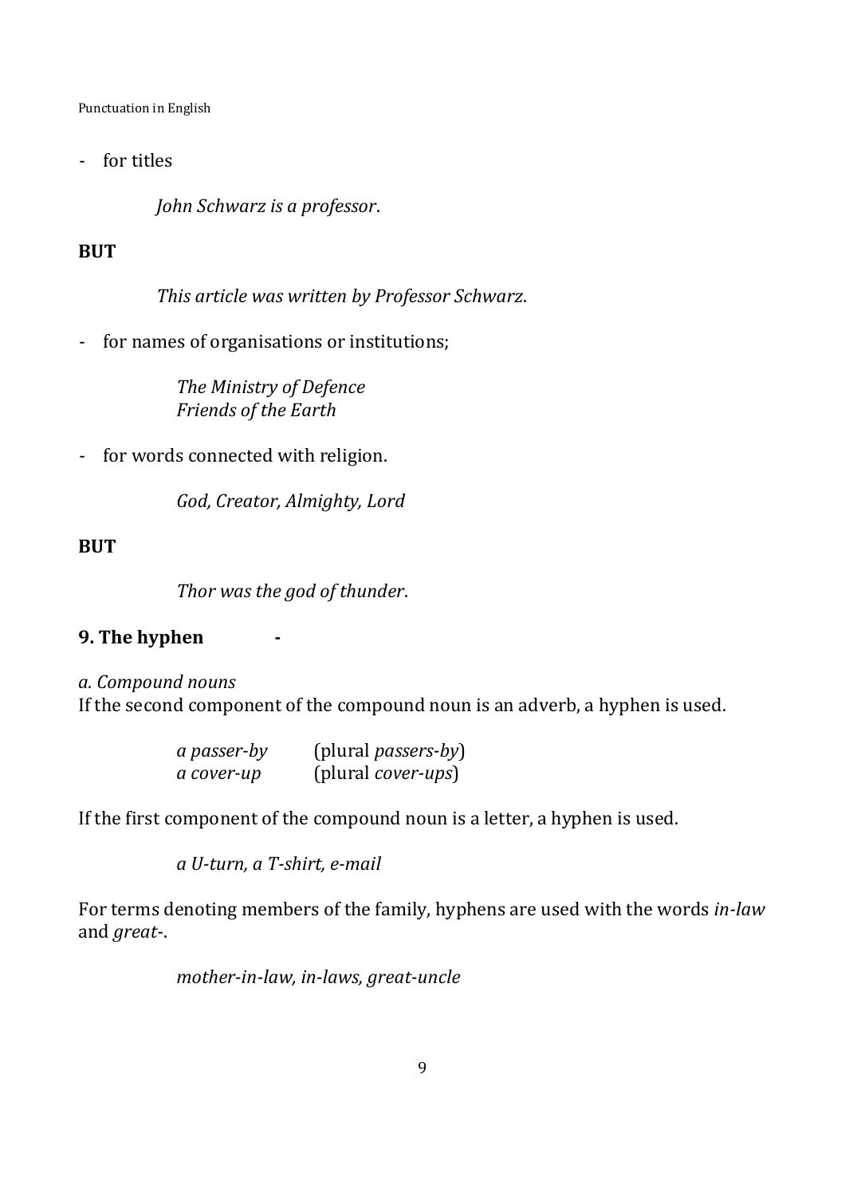- for titles

  *John Schwarz is a professor*.

**BUT**

  *This article was written by Professor Schwarz*.

- for names of organisations or institutions;

  *The Ministry of Defence*
  *Friends of the Earth*

- for words connected with religion.

  *God, Creator, Almighty, Lord*

**BUT**

  *Thor was the god of thunder*.

## 9. The hyphen -

*a. Compound nouns*

If the second component of the compound noun is an adverb, a hyphen is used.

| | |
|---|---|
| *a passer-by* | (plural *passers-by*) |
| *a cover-up* | (plural *cover-ups*) |

If the first component of the compound noun is a letter, a hyphen is used.

  *a U-turn, a T-shirt, e-mail*

For terms denoting members of the family, hyphens are used with the words *in-law* and *great-*.

  *mother-in-law, in-laws, great-uncle*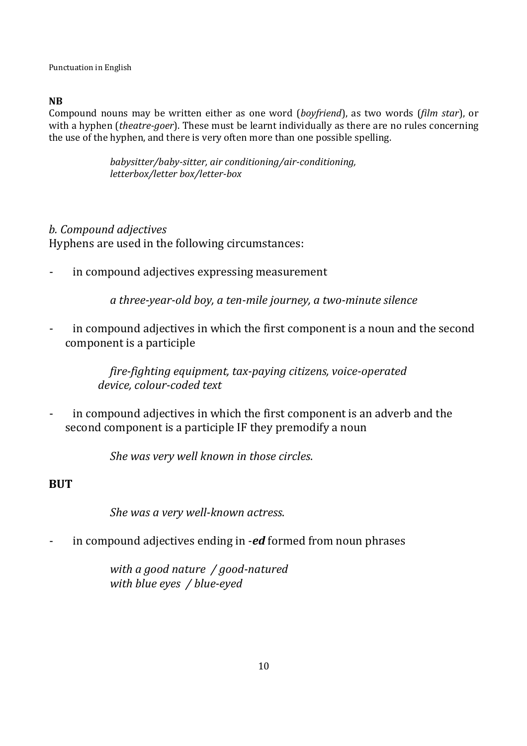**NB**
Compound nouns may be written either as one word (*boyfriend*), as two words (*film star*), or with a hyphen (*theatre-goer*). These must be learnt individually as there are no rules concerning the use of the hyphen, and there is very often more than one possible spelling.

> *babysitter/baby-sitter, air conditioning/air-conditioning, letterbox/letter box/letter-box*

*b. Compound adjectives*
Hyphens are used in the following circumstances:

- in compound adjectives expressing measurement

  *a three-year-old boy, a ten-mile journey, a two-minute silence*

- in compound adjectives in which the first component is a noun and the second component is a participle

  *fire-fighting equipment, tax-paying citizens, voice-operated device, colour-coded text*

- in compound adjectives in which the first component is an adverb and the second component is a participle IF they premodify a noun

  *She was very well known in those circles.*

**BUT**

  *She was a very well-known actress.*

- in compound adjectives ending in -***ed*** formed from noun phrases

  *with a good nature / good-natured*
  *with blue eyes / blue-eyed*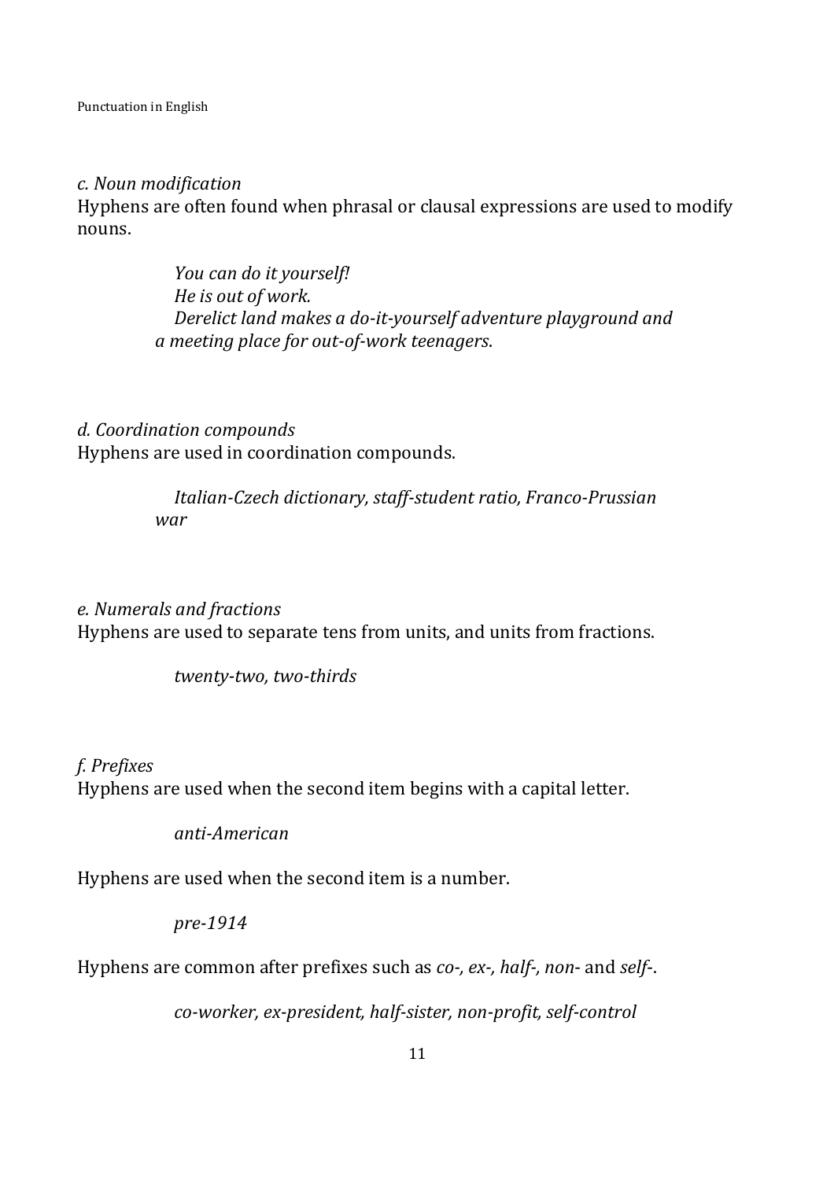*c. Noun modification*
Hyphens are often found when phrasal or clausal expressions are used to modify nouns.

> *You can do it yourself!*
> *He is out of work.*
> *Derelict land makes a do-it-yourself adventure playground and a meeting place for out-of-work teenagers*.

*d. Coordination compounds*
Hyphens are used in coordination compounds.

> *Italian-Czech dictionary, staff-student ratio, Franco-Prussian war*

*e. Numerals and fractions*
Hyphens are used to separate tens from units, and units from fractions.

> *twenty-two, two-thirds*

*f. Prefixes*
Hyphens are used when the second item begins with a capital letter.

> *anti-American*

Hyphens are used when the second item is a number.

> *pre-1914*

Hyphens are common after prefixes such as *co-*, *ex-*, *half-*, *non-* and *self-*.

> *co-worker, ex-president, half-sister, non-profit, self-control*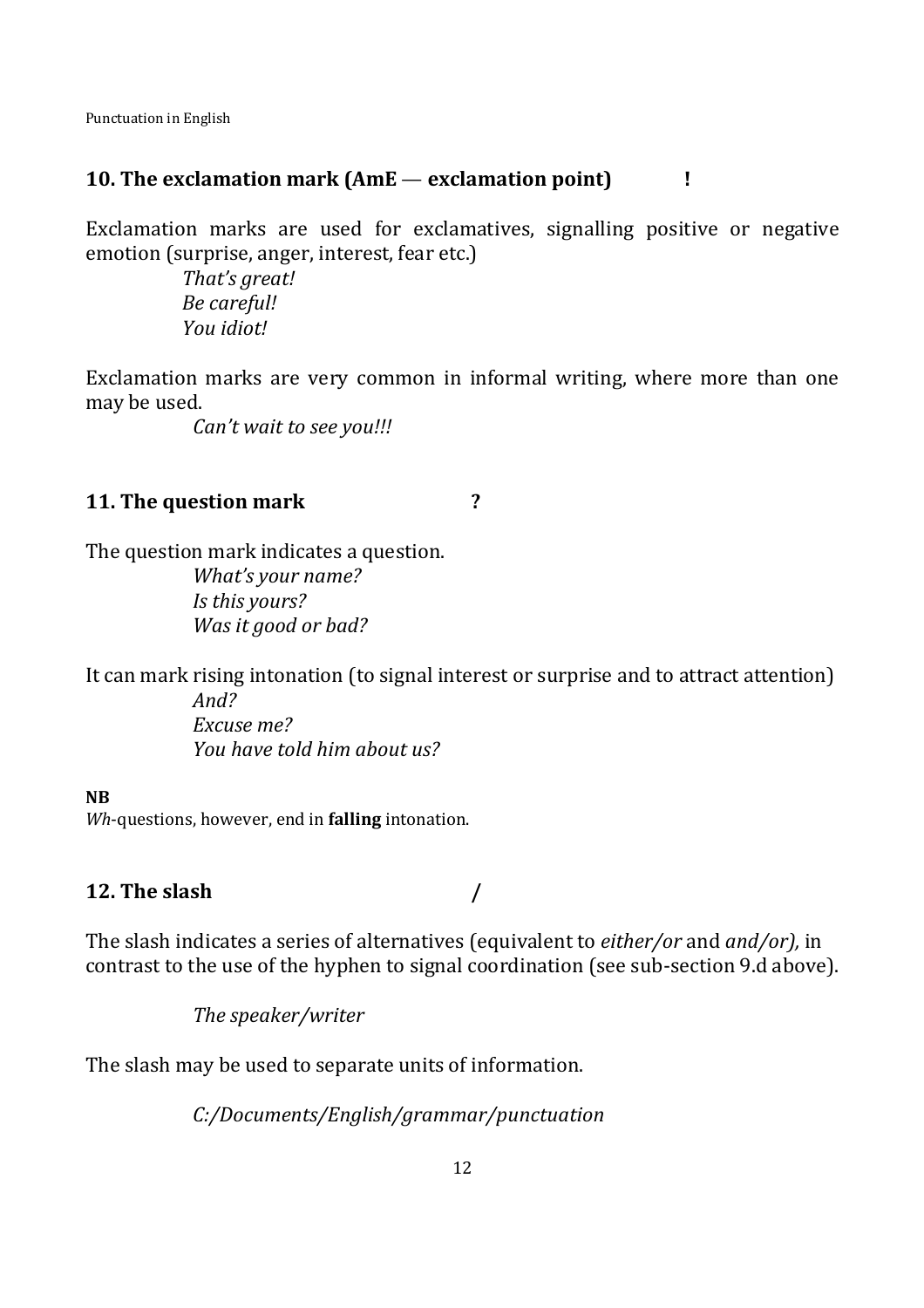## 10. The exclamation mark (AmE — exclamation point) !

Exclamation marks are used for exclamatives, signalling positive or negative emotion (surprise, anger, interest, fear etc.)

*That's great!*
*Be careful!*
*You idiot!*

Exclamation marks are very common in informal writing, where more than one may be used.

*Can't wait to see you!!!*

## 11. The question mark ?

The question mark indicates a question.

*What's your name?*
*Is this yours?*
*Was it good or bad?*

It can mark rising intonation (to signal interest or surprise and to attract attention)

*And?*
*Excuse me?*
*You have told him about us?*

**NB**
*Wh*-questions, however, end in **falling** intonation.

## 12. The slash /

The slash indicates a series of alternatives (equivalent to *either/or* and *and/or),* in contrast to the use of the hyphen to signal coordination (see sub-section 9.d above).

*The speaker/writer*

The slash may be used to separate units of information.

*C:/Documents/English/grammar/punctuation*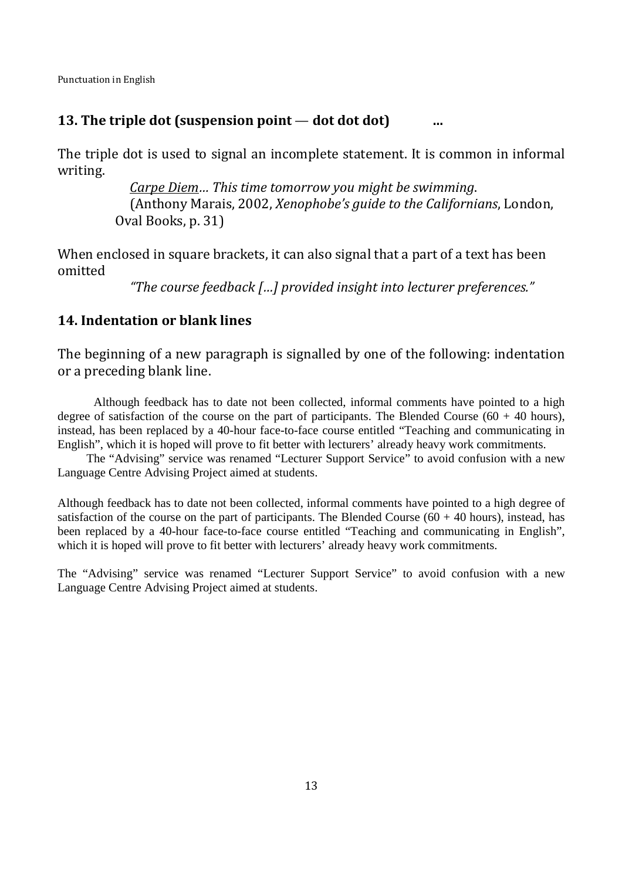## 13. The triple dot (suspension point — dot dot dot) ...

The triple dot is used to signal an incomplete statement. It is common in informal writing.

> *Carpe Diem… This time tomorrow you might be swimming.*
> (Anthony Marais, 2002, *Xenophobe's guide to the Californians*, London, Oval Books, p. 31)

When enclosed in square brackets, it can also signal that a part of a text has been omitted

> *"The course feedback […] provided insight into lecturer preferences."*

## 14. Indentation or blank lines

The beginning of a new paragraph is signalled by one of the following: indentation or a preceding blank line.

&nbsp;&nbsp;&nbsp;&nbsp;Although feedback has to date not been collected, informal comments have pointed to a high degree of satisfaction of the course on the part of participants. The Blended Course (60 + 40 hours), instead, has been replaced by a 40-hour face-to-face course entitled "Teaching and communicating in English", which it is hoped will prove to fit better with lecturers' already heavy work commitments.
&nbsp;&nbsp;&nbsp;&nbsp;The "Advising" service was renamed "Lecturer Support Service" to avoid confusion with a new Language Centre Advising Project aimed at students.

Although feedback has to date not been collected, informal comments have pointed to a high degree of satisfaction of the course on the part of participants. The Blended Course (60 + 40 hours), instead, has been replaced by a 40-hour face-to-face course entitled "Teaching and communicating in English", which it is hoped will prove to fit better with lecturers' already heavy work commitments.

The "Advising" service was renamed "Lecturer Support Service" to avoid confusion with a new Language Centre Advising Project aimed at students.